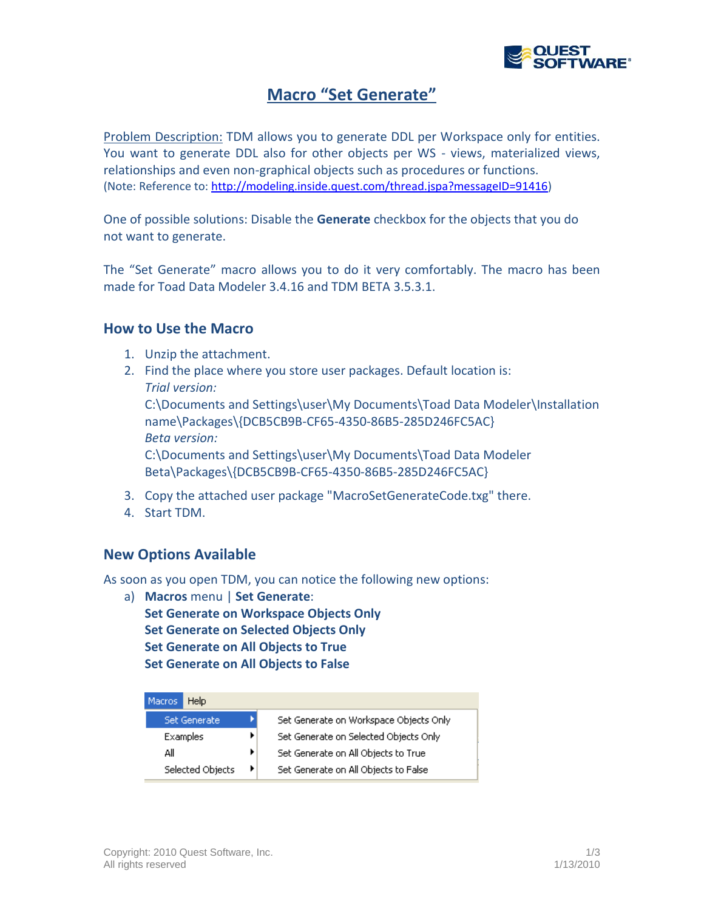# Macro "Set Generate"

Problem Description: TDM allows you to generate DDL per Workspace only for entities. You want to generate DDL also for other objects per WS - views, materialized views, relationships and even non-graphical objects such as procedures or functions.
(Note: Reference to: http://modeling.inside.quest.com/thread.jspa?messageID=91416)

One of possible solutions: Disable the **Generate** checkbox for the objects that you do not want to generate.

The "Set Generate" macro allows you to do it very comfortably. The macro has been made for Toad Data Modeler 3.4.16 and TDM BETA 3.5.3.1.

## How to Use the Macro

1. Unzip the attachment.
2. Find the place where you store user packages. Default location is:
   *Trial version:*
   C:\Documents and Settings\user\My Documents\Toad Data Modeler\Installation name\Packages\{DCB5CB9B-CF65-4350-86B5-285D246FC5AC}
   *Beta version:*
   C:\Documents and Settings\user\My Documents\Toad Data Modeler Beta\Packages\{DCB5CB9B-CF65-4350-86B5-285D246FC5AC}
3. Copy the attached user package "MacroSetGenerateCode.txg" there.
4. Start TDM.

## New Options Available

As soon as you open TDM, you can notice the following new options:

a) **Macros** menu | **Set Generate**:
   **Set Generate on Workspace Objects Only**
   **Set Generate on Selected Objects Only**
   **Set Generate on All Objects to True**
   **Set Generate on All Objects to False**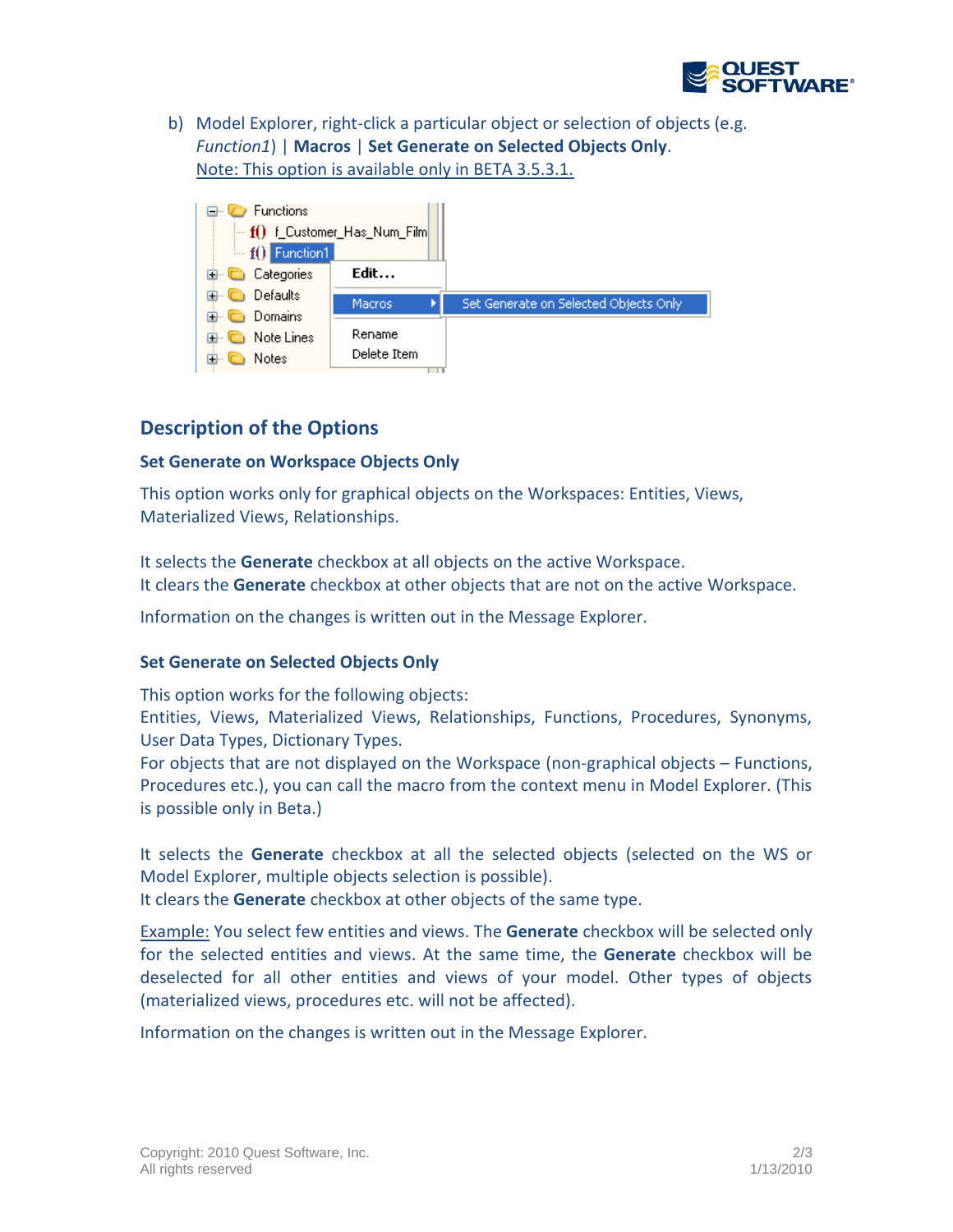b) Model Explorer, right-click a particular object or selection of objects (e.g. *Function1*) | **Macros** | **Set Generate on Selected Objects Only**.
   <u>Note: This option is available only in BETA 3.5.3.1.</u>

## Description of the Options

### Set Generate on Workspace Objects Only

This option works only for graphical objects on the Workspaces: Entities, Views, Materialized Views, Relationships.

It selects the **Generate** checkbox at all objects on the active Workspace.
It clears the **Generate** checkbox at other objects that are not on the active Workspace.

Information on the changes is written out in the Message Explorer.

### Set Generate on Selected Objects Only

This option works for the following objects:
Entities, Views, Materialized Views, Relationships, Functions, Procedures, Synonyms, User Data Types, Dictionary Types.
For objects that are not displayed on the Workspace (non-graphical objects – Functions, Procedures etc.), you can call the macro from the context menu in Model Explorer. (This is possible only in Beta.)

It selects the **Generate** checkbox at all the selected objects (selected on the WS or Model Explorer, multiple objects selection is possible).
It clears the **Generate** checkbox at other objects of the same type.

<u>Example:</u> You select few entities and views. The **Generate** checkbox will be selected only for the selected entities and views. At the same time, the **Generate** checkbox will be deselected for all other entities and views of your model. Other types of objects (materialized views, procedures etc. will not be affected).

Information on the changes is written out in the Message Explorer.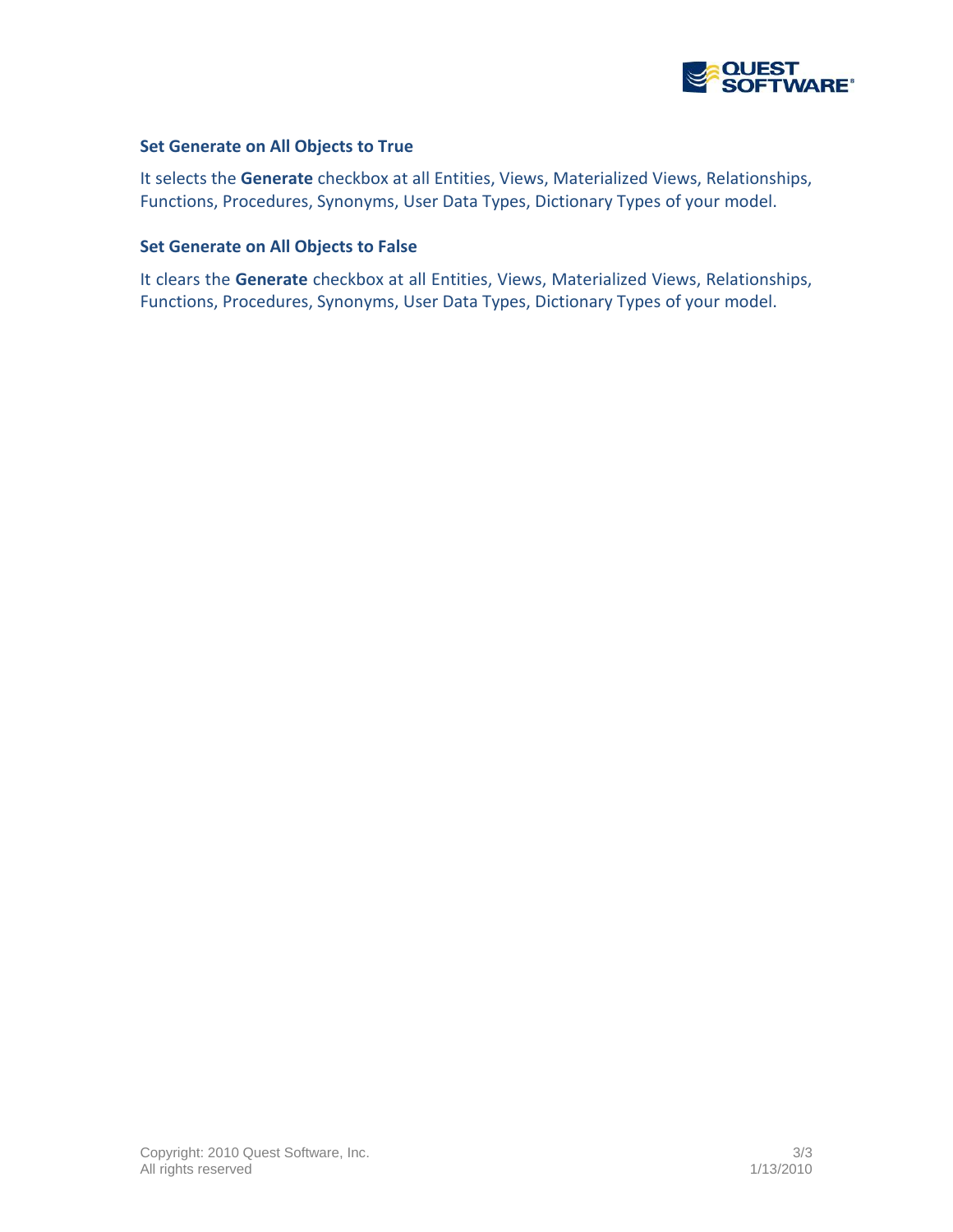### Set Generate on All Objects to True

It selects the **Generate** checkbox at all Entities, Views, Materialized Views, Relationships, Functions, Procedures, Synonyms, User Data Types, Dictionary Types of your model.

### Set Generate on All Objects to False

It clears the **Generate** checkbox at all Entities, Views, Materialized Views, Relationships, Functions, Procedures, Synonyms, User Data Types, Dictionary Types of your model.